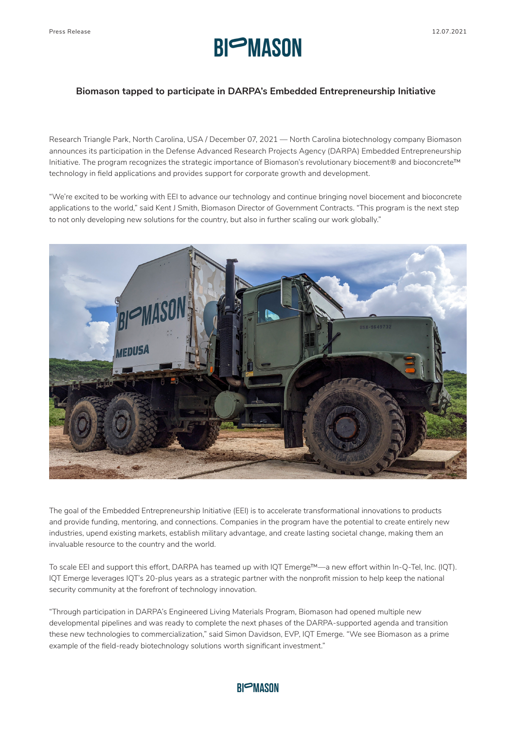Press Release 12.07.2021

# BIOMASON

## Biomason tapped to participate in DARPA's Embedded Entrepreneurship Initiative

Research Triangle Park, North Carolina, USA / December 07, 2021 — North Carolina biotechnology company Biomason announces its participation in the Defense Advanced Research Projects Agency (DARPA) Embedded Entrepreneurship Initiative. The program recognizes the strategic importance of Biomason's revolutionary biocement® and bioconcrete™ technology in field applications and provides support for corporate growth and development.

"We're excited to be working with EEI to advance our technology and continue bringing novel biocement and bioconcrete applications to the world," said Kent J Smith, Biomason Director of Government Contracts. "This program is the next step to not only developing new solutions for the country, but also in further scaling our work globally."

The goal of the Embedded Entrepreneurship Initiative (EEI) is to accelerate transformational innovations to products and provide funding, mentoring, and connections. Companies in the program have the potential to create entirely new industries, upend existing markets, establish military advantage, and create lasting societal change, making them an invaluable resource to the country and the world.

To scale EEI and support this effort, DARPA has teamed up with IQT Emerge™—a new effort within In-Q-Tel, Inc. (IQT). IQT Emerge leverages IQT's 20-plus years as a strategic partner with the nonprofit mission to help keep the national security community at the forefront of technology innovation.

"Through participation in DARPA's Engineered Living Materials Program, Biomason had opened multiple new developmental pipelines and was ready to complete the next phases of the DARPA-supported agenda and transition these new technologies to commercialization," said Simon Davidson, EVP, IQT Emerge. "We see Biomason as a prime example of the field-ready biotechnology solutions worth significant investment."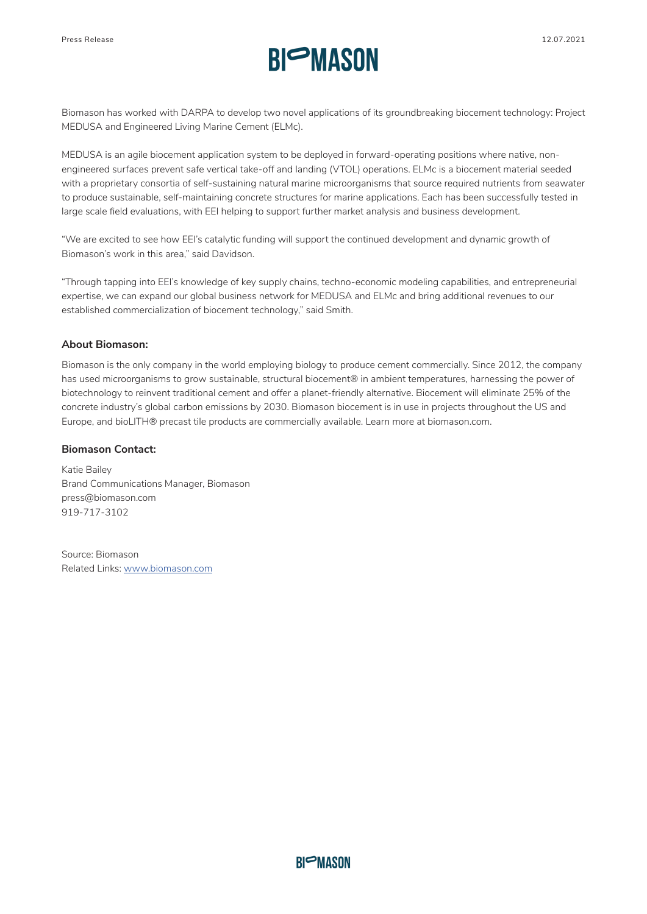Biomason has worked with DARPA to develop two novel applications of its groundbreaking biocement technology: Project MEDUSA and Engineered Living Marine Cement (ELMc).

MEDUSA is an agile biocement application system to be deployed in forward-operating positions where native, non-engineered surfaces prevent safe vertical take-off and landing (VTOL) operations. ELMc is a biocement material seeded with a proprietary consortia of self-sustaining natural marine microorganisms that source required nutrients from seawater to produce sustainable, self-maintaining concrete structures for marine applications. Each has been successfully tested in large scale field evaluations, with EEI helping to support further market analysis and business development.

"We are excited to see how EEI's catalytic funding will support the continued development and dynamic growth of Biomason's work in this area," said Davidson.

"Through tapping into EEI's knowledge of key supply chains, techno-economic modeling capabilities, and entrepreneurial expertise, we can expand our global business network for MEDUSA and ELMc and bring additional revenues to our established commercialization of biocement technology," said Smith.

### About Biomason:

Biomason is the only company in the world employing biology to produce cement commercially. Since 2012, the company has used microorganisms to grow sustainable, structural biocement® in ambient temperatures, harnessing the power of biotechnology to reinvent traditional cement and offer a planet-friendly alternative. Biocement will eliminate 25% of the concrete industry's global carbon emissions by 2030. Biomason biocement is in use in projects throughout the US and Europe, and bioLITH® precast tile products are commercially available. Learn more at biomason.com.

### Biomason Contact:

Katie Bailey
Brand Communications Manager, Biomason
press@biomason.com
919-717-3102

Source: Biomason
Related Links: [www.biomason.com](http://www.biomason.com)